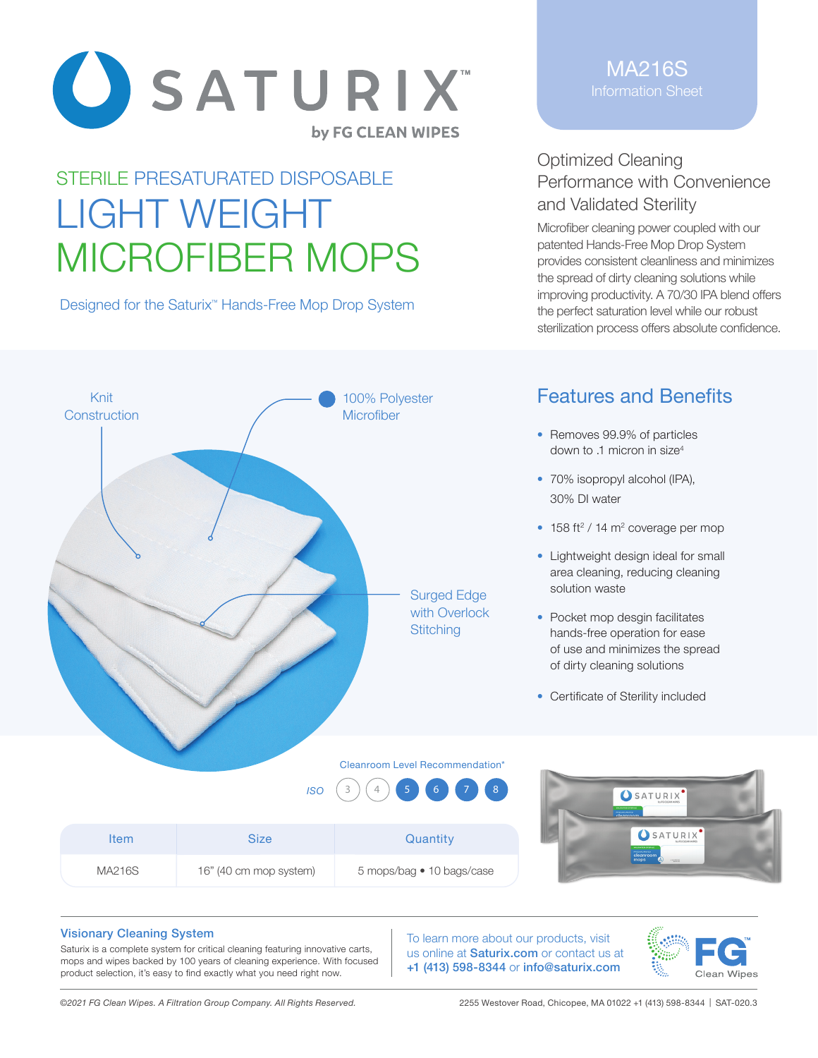# SATURIX™

by FG CLEAN WIPES

**MA216S**
Information Sheet

## STERILE PRESATURATED DISPOSABLE

# LIGHT WEIGHT MICROFIBER MOPS

Designed for the Saturix™ Hands-Free Mop Drop System

## Optimized Cleaning Performance with Convenience and Validated Sterility

Microfiber cleaning power coupled with our patented Hands-Free Mop Drop System provides consistent cleanliness and minimizes the spread of dirty cleaning solutions while improving productivity. A 70/30 IPA blend offers the perfect saturation level while our robust sterilization process offers absolute confidence.

Knit Construction

100% Polyester Microfiber

Surged Edge with Overlock Stitching

## Features and Benefits

- Removes 99.9% of particles down to .1 micron in size[4]
- 70% isopropyl alcohol (IPA), 30% DI water
- 158 ft$^2$ / 14 m$^2$ coverage per mop
- Lightweight design ideal for small area cleaning, reducing cleaning solution waste
- Pocket mop desgin facilitates hands-free operation for ease of use and minimizes the spread of dirty cleaning solutions
- Certificate of Sterility included

Cleanroom Level Recommendation*

ISO 3 4 **5 6 7 8**

| Item | Size | Quantity |
|---|---|---|
| MA216S | 16" (40 cm mop system) | 5 mops/bag • 10 bags/case |

### Visionary Cleaning System

Saturix is a complete system for critical cleaning featuring innovative carts, mops and wipes backed by 100 years of cleaning experience. With focused product selection, it's easy to find exactly what you need right now.

To learn more about our products, visit us online at **Saturix.com** or contact us at **+1 (413) 598-8344** or **info@saturix.com**

FG™ Clean Wipes

*©2021 FG Clean Wipes. A Filtration Group Company. All Rights Reserved.*

2255 Westover Road, Chicopee, MA 01022 +1 (413) 598-8344 | SAT-020.3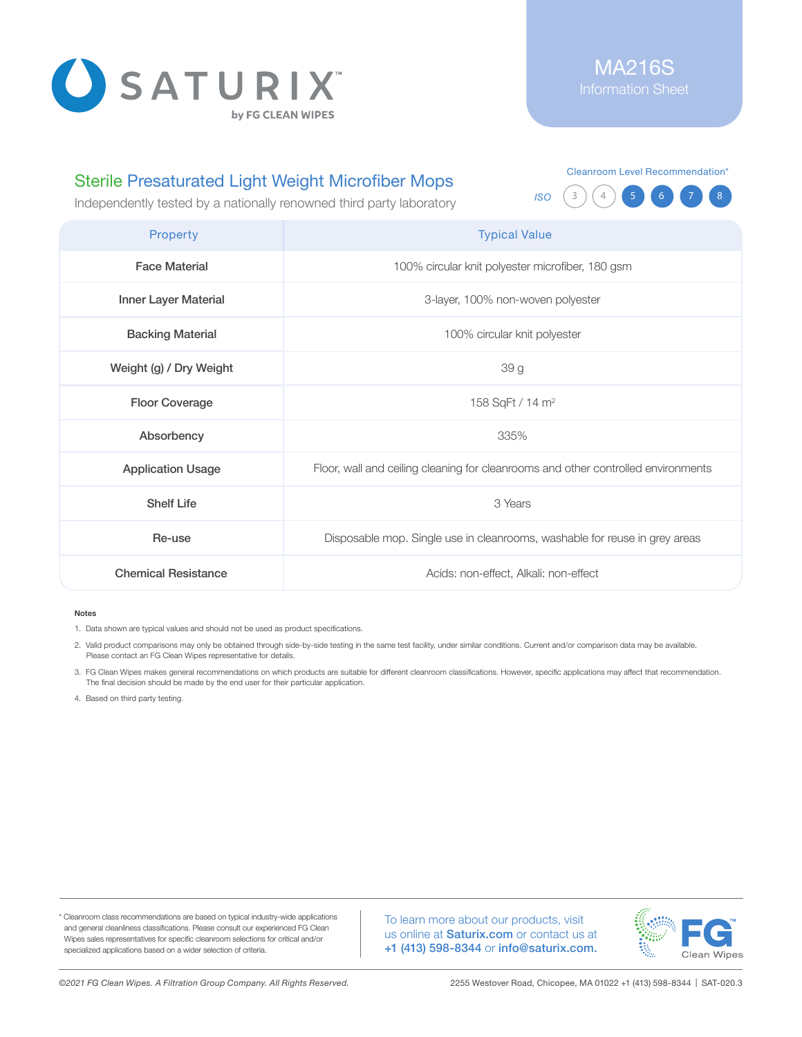SATURIX™
by FG CLEAN WIPES

# MA216S
Information Sheet

## Sterile Presaturated Light Weight Microfiber Mops

Independently tested by a nationally renowned third party laboratory

Cleanroom Level Recommendation*

ISO 3 4 **5** **6** **7** **8**

| Property | Typical Value |
|---|---|
| Face Material | 100% circular knit polyester microfiber, 180 gsm |
| Inner Layer Material | 3-layer, 100% non-woven polyester |
| Backing Material | 100% circular knit polyester |
| Weight (g) / Dry Weight | 39 g |
| Floor Coverage | 158 SqFt / 14 $m^2$ |
| Absorbency | 335% |
| Application Usage | Floor, wall and ceiling cleaning for cleanrooms and other controlled environments |
| Shelf Life | 3 Years |
| Re-use | Disposable mop. Single use in cleanrooms, washable for reuse in grey areas |
| Chemical Resistance | Acids: non-effect, Alkali: non-effect |

**Notes**

1. Data shown are typical values and should not be used as product specifications.
2. Valid product comparisons may only be obtained through side-by-side testing in the same test facility, under similar conditions. Current and/or comparison data may be available. Please contact an FG Clean Wipes representative for details.
3. FG Clean Wipes makes general recommendations on which products are suitable for different cleanroom classifications. However, specific applications may affect that recommendation. The final decision should be made by the end user for their particular application.
4. Based on third party testing.

* Cleanroom class recommendations are based on typical industry-wide applications and general cleanliness classifications. Please consult our experienced FG Clean Wipes sales representatives for specific cleanroom selections for critical and/or specialized applications based on a wider selection of criteria.

To learn more about our products, visit us online at **Saturix.com** or contact us at **+1 (413) 598-8344** or **info@saturix.com.**

FG™ Clean Wipes

*©2021 FG Clean Wipes. A Filtration Group Company. All Rights Reserved.*

2255 Westover Road, Chicopee, MA 01022 +1 (413) 598-8344 | SAT-020.3